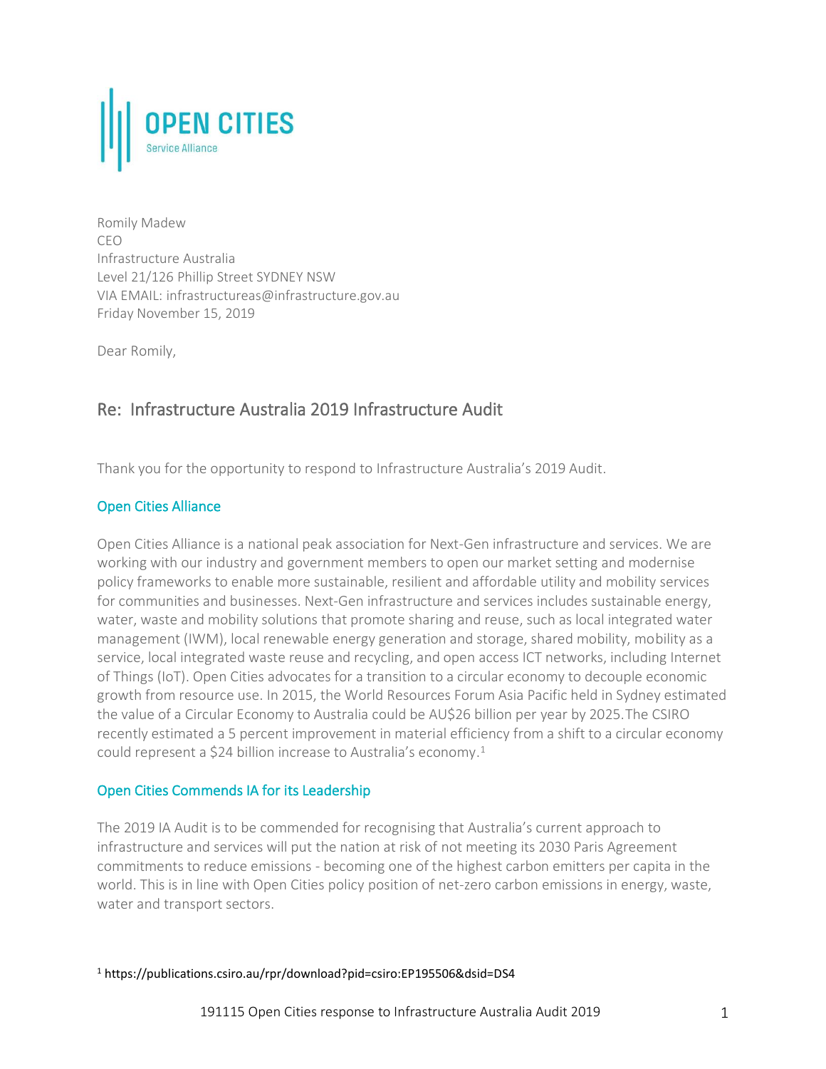# OPEN CITIES

Service Alliance

Romily Madew
CEO
Infrastructure Australia
Level 21/126 Phillip Street SYDNEY NSW
VIA EMAIL: infrastructureas@infrastructure.gov.au
Friday November 15, 2019

Dear Romily,

## Re: Infrastructure Australia 2019 Infrastructure Audit

Thank you for the opportunity to respond to Infrastructure Australia's 2019 Audit.

### Open Cities Alliance

Open Cities Alliance is a national peak association for Next-Gen infrastructure and services. We are working with our industry and government members to open our market setting and modernise policy frameworks to enable more sustainable, resilient and affordable utility and mobility services for communities and businesses. Next-Gen infrastructure and services includes sustainable energy, water, waste and mobility solutions that promote sharing and reuse, such as local integrated water management (IWM), local renewable energy generation and storage, shared mobility, mobility as a service, local integrated waste reuse and recycling, and open access ICT networks, including Internet of Things (IoT). Open Cities advocates for a transition to a circular economy to decouple economic growth from resource use. In 2015, the World Resources Forum Asia Pacific held in Sydney estimated the value of a Circular Economy to Australia could be AU$26 billion per year by 2025.The CSIRO recently estimated a 5 percent improvement in material efficiency from a shift to a circular economy could represent a $24 billion increase to Australia's economy.[1]

### Open Cities Commends IA for its Leadership

The 2019 IA Audit is to be commended for recognising that Australia's current approach to infrastructure and services will put the nation at risk of not meeting its 2030 Paris Agreement commitments to reduce emissions - becoming one of the highest carbon emitters per capita in the world. This is in line with Open Cities policy position of net-zero carbon emissions in energy, waste, water and transport sectors.

[1] https://publications.csiro.au/rpr/download?pid=csiro:EP195506&dsid=DS4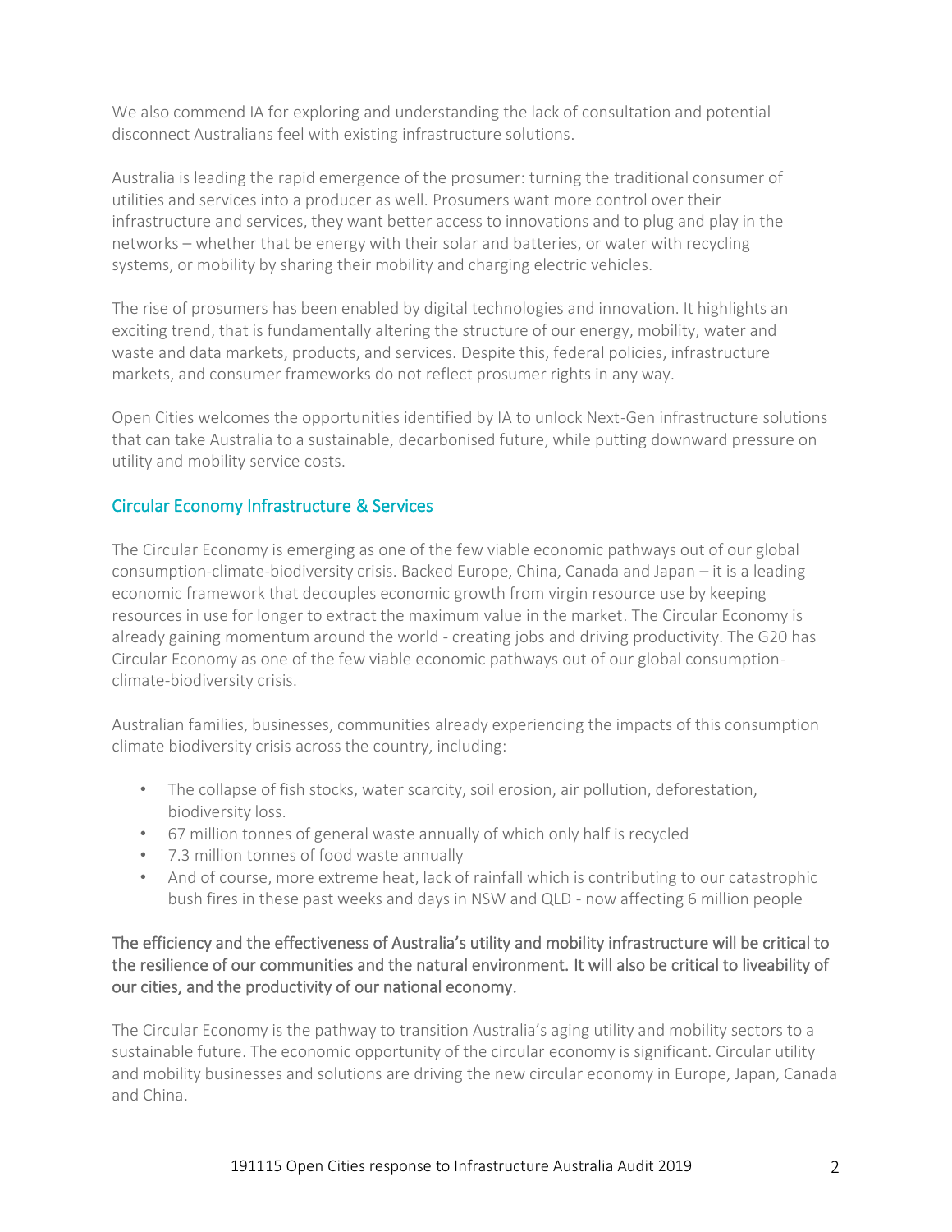We also commend IA for exploring and understanding the lack of consultation and potential disconnect Australians feel with existing infrastructure solutions.

Australia is leading the rapid emergence of the prosumer: turning the traditional consumer of utilities and services into a producer as well. Prosumers want more control over their infrastructure and services, they want better access to innovations and to plug and play in the networks – whether that be energy with their solar and batteries, or water with recycling systems, or mobility by sharing their mobility and charging electric vehicles.

The rise of prosumers has been enabled by digital technologies and innovation. It highlights an exciting trend, that is fundamentally altering the structure of our energy, mobility, water and waste and data markets, products, and services. Despite this, federal policies, infrastructure markets, and consumer frameworks do not reflect prosumer rights in any way.

Open Cities welcomes the opportunities identified by IA to unlock Next-Gen infrastructure solutions that can take Australia to a sustainable, decarbonised future, while putting downward pressure on utility and mobility service costs.

## Circular Economy Infrastructure & Services

The Circular Economy is emerging as one of the few viable economic pathways out of our global consumption-climate-biodiversity crisis. Backed Europe, China, Canada and Japan – it is a leading economic framework that decouples economic growth from virgin resource use by keeping resources in use for longer to extract the maximum value in the market. The Circular Economy is already gaining momentum around the world - creating jobs and driving productivity. The G20 has Circular Economy as one of the few viable economic pathways out of our global consumption-climate-biodiversity crisis.

Australian families, businesses, communities already experiencing the impacts of this consumption climate biodiversity crisis across the country, including:

- The collapse of fish stocks, water scarcity, soil erosion, air pollution, deforestation, biodiversity loss.
- 67 million tonnes of general waste annually of which only half is recycled
- 7.3 million tonnes of food waste annually
- And of course, more extreme heat, lack of rainfall which is contributing to our catastrophic bush fires in these past weeks and days in NSW and QLD - now affecting 6 million people

**The efficiency and the effectiveness of Australia's utility and mobility infrastructure will be critical to the resilience of our communities and the natural environment. It will also be critical to liveability of our cities, and the productivity of our national economy.**

The Circular Economy is the pathway to transition Australia's aging utility and mobility sectors to a sustainable future. The economic opportunity of the circular economy is significant. Circular utility and mobility businesses and solutions are driving the new circular economy in Europe, Japan, Canada and China.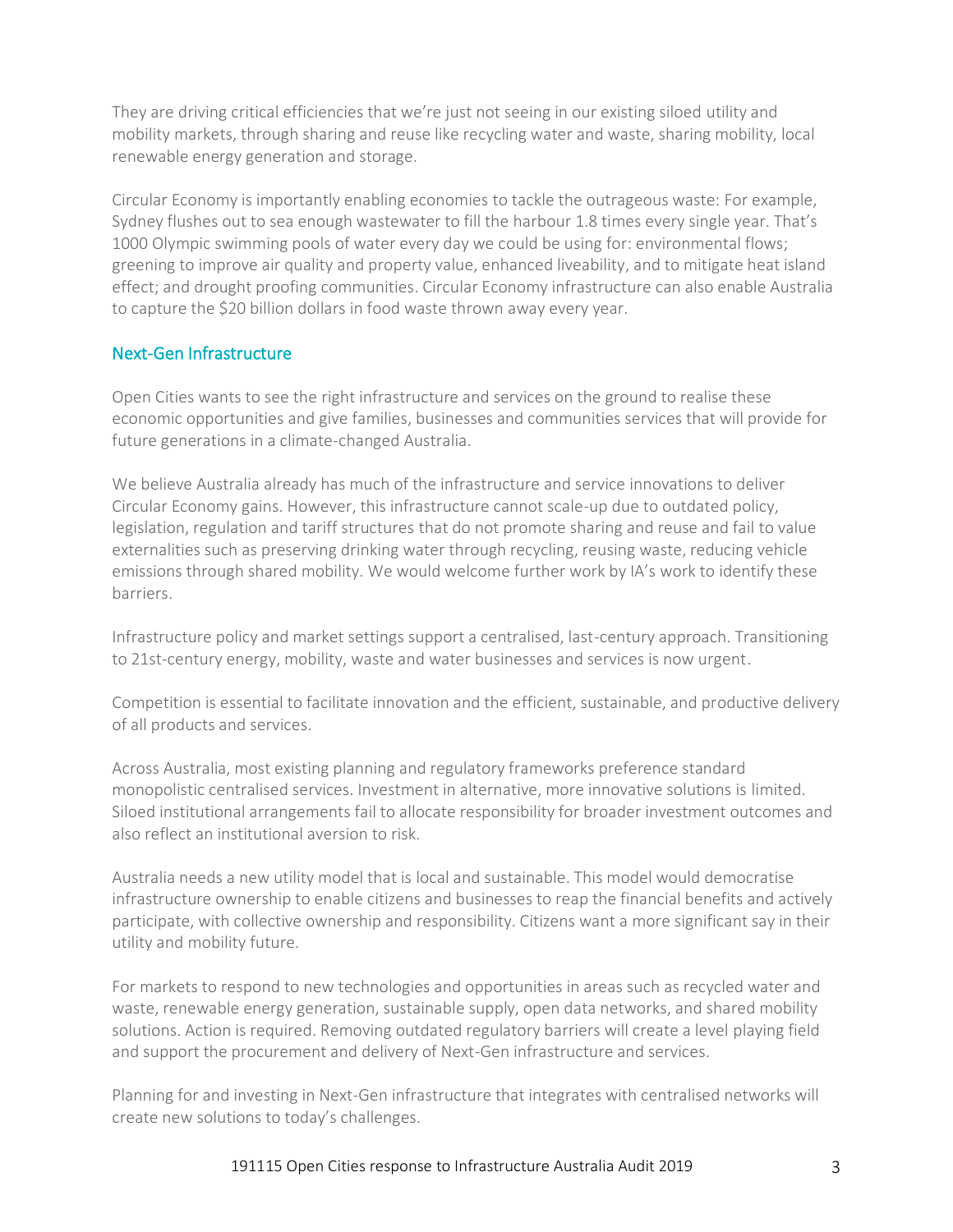They are driving critical efficiencies that we're just not seeing in our existing siloed utility and mobility markets, through sharing and reuse like recycling water and waste, sharing mobility, local renewable energy generation and storage.

Circular Economy is importantly enabling economies to tackle the outrageous waste: For example, Sydney flushes out to sea enough wastewater to fill the harbour 1.8 times every single year. That's 1000 Olympic swimming pools of water every day we could be using for: environmental flows; greening to improve air quality and property value, enhanced liveability, and to mitigate heat island effect; and drought proofing communities. Circular Economy infrastructure can also enable Australia to capture the $20 billion dollars in food waste thrown away every year.

## Next-Gen Infrastructure

Open Cities wants to see the right infrastructure and services on the ground to realise these economic opportunities and give families, businesses and communities services that will provide for future generations in a climate-changed Australia.

We believe Australia already has much of the infrastructure and service innovations to deliver Circular Economy gains. However, this infrastructure cannot scale-up due to outdated policy, legislation, regulation and tariff structures that do not promote sharing and reuse and fail to value externalities such as preserving drinking water through recycling, reusing waste, reducing vehicle emissions through shared mobility. We would welcome further work by IA's work to identify these barriers.

Infrastructure policy and market settings support a centralised, last-century approach. Transitioning to 21st-century energy, mobility, waste and water businesses and services is now urgent.

Competition is essential to facilitate innovation and the efficient, sustainable, and productive delivery of all products and services.

Across Australia, most existing planning and regulatory frameworks preference standard monopolistic centralised services. Investment in alternative, more innovative solutions is limited. Siloed institutional arrangements fail to allocate responsibility for broader investment outcomes and also reflect an institutional aversion to risk.

Australia needs a new utility model that is local and sustainable. This model would democratise infrastructure ownership to enable citizens and businesses to reap the financial benefits and actively participate, with collective ownership and responsibility. Citizens want a more significant say in their utility and mobility future.

For markets to respond to new technologies and opportunities in areas such as recycled water and waste, renewable energy generation, sustainable supply, open data networks, and shared mobility solutions. Action is required. Removing outdated regulatory barriers will create a level playing field and support the procurement and delivery of Next-Gen infrastructure and services.

Planning for and investing in Next-Gen infrastructure that integrates with centralised networks will create new solutions to today's challenges.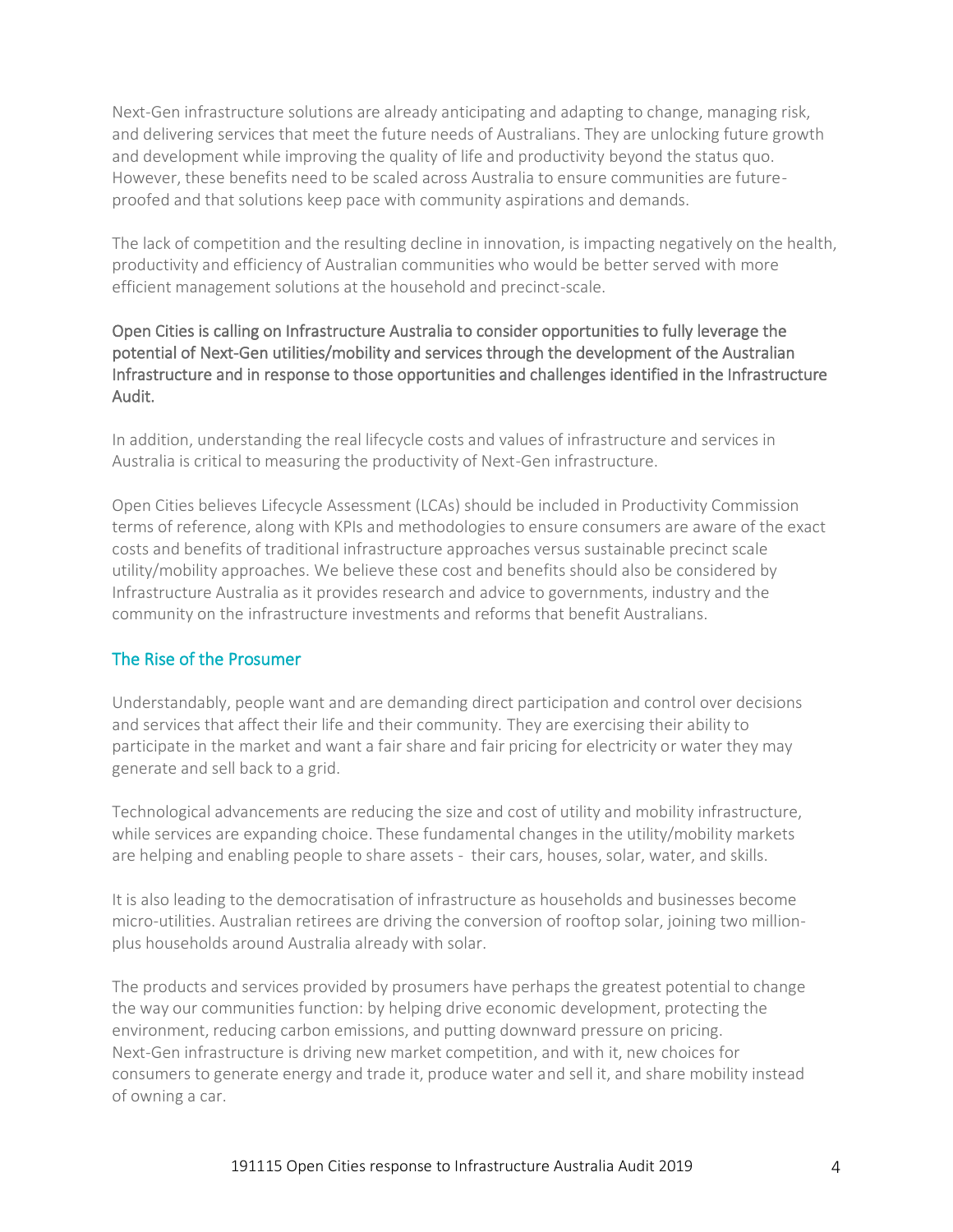Next-Gen infrastructure solutions are already anticipating and adapting to change, managing risk, and delivering services that meet the future needs of Australians. They are unlocking future growth and development while improving the quality of life and productivity beyond the status quo. However, these benefits need to be scaled across Australia to ensure communities are future-proofed and that solutions keep pace with community aspirations and demands.

The lack of competition and the resulting decline in innovation, is impacting negatively on the health, productivity and efficiency of Australian communities who would be better served with more efficient management solutions at the household and precinct-scale.

**Open Cities is calling on Infrastructure Australia to consider opportunities to fully leverage the potential of Next-Gen utilities/mobility and services through the development of the Australian Infrastructure and in response to those opportunities and challenges identified in the Infrastructure Audit.**

In addition, understanding the real lifecycle costs and values of infrastructure and services in Australia is critical to measuring the productivity of Next-Gen infrastructure.

Open Cities believes Lifecycle Assessment (LCAs) should be included in Productivity Commission terms of reference, along with KPIs and methodologies to ensure consumers are aware of the exact costs and benefits of traditional infrastructure approaches versus sustainable precinct scale utility/mobility approaches. We believe these cost and benefits should also be considered by Infrastructure Australia as it provides research and advice to governments, industry and the community on the infrastructure investments and reforms that benefit Australians.

## The Rise of the Prosumer

Understandably, people want and are demanding direct participation and control over decisions and services that affect their life and their community. They are exercising their ability to participate in the market and want a fair share and fair pricing for electricity or water they may generate and sell back to a grid.

Technological advancements are reducing the size and cost of utility and mobility infrastructure, while services are expanding choice. These fundamental changes in the utility/mobility markets are helping and enabling people to share assets - their cars, houses, solar, water, and skills.

It is also leading to the democratisation of infrastructure as households and businesses become micro-utilities. Australian retirees are driving the conversion of rooftop solar, joining two million-plus households around Australia already with solar.

The products and services provided by prosumers have perhaps the greatest potential to change the way our communities function: by helping drive economic development, protecting the environment, reducing carbon emissions, and putting downward pressure on pricing. Next-Gen infrastructure is driving new market competition, and with it, new choices for consumers to generate energy and trade it, produce water and sell it, and share mobility instead of owning a car.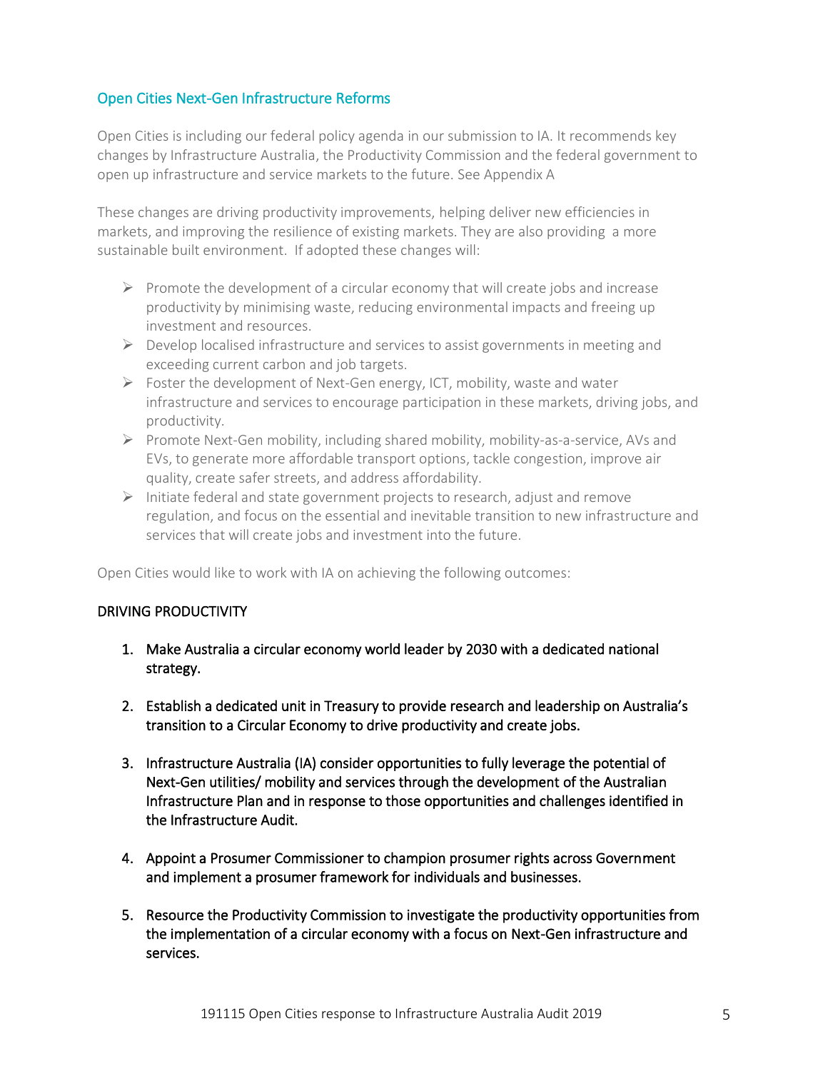## Open Cities Next-Gen Infrastructure Reforms

Open Cities is including our federal policy agenda in our submission to IA. It recommends key changes by Infrastructure Australia, the Productivity Commission and the federal government to open up infrastructure and service markets to the future. See Appendix A

These changes are driving productivity improvements, helping deliver new efficiencies in markets, and improving the resilience of existing markets. They are also providing a more sustainable built environment. If adopted these changes will:

- Promote the development of a circular economy that will create jobs and increase productivity by minimising waste, reducing environmental impacts and freeing up investment and resources.
- Develop localised infrastructure and services to assist governments in meeting and exceeding current carbon and job targets.
- Foster the development of Next-Gen energy, ICT, mobility, waste and water infrastructure and services to encourage participation in these markets, driving jobs, and productivity.
- Promote Next-Gen mobility, including shared mobility, mobility-as-a-service, AVs and EVs, to generate more affordable transport options, tackle congestion, improve air quality, create safer streets, and address affordability.
- Initiate federal and state government projects to research, adjust and remove regulation, and focus on the essential and inevitable transition to new infrastructure and services that will create jobs and investment into the future.

Open Cities would like to work with IA on achieving the following outcomes:

### DRIVING PRODUCTIVITY

1. Make Australia a circular economy world leader by 2030 with a dedicated national strategy.

2. Establish a dedicated unit in Treasury to provide research and leadership on Australia's transition to a Circular Economy to drive productivity and create jobs.

3. Infrastructure Australia (IA) consider opportunities to fully leverage the potential of Next-Gen utilities/ mobility and services through the development of the Australian Infrastructure Plan and in response to those opportunities and challenges identified in the Infrastructure Audit.

4. Appoint a Prosumer Commissioner to champion prosumer rights across Government and implement a prosumer framework for individuals and businesses.

5. Resource the Productivity Commission to investigate the productivity opportunities from the implementation of a circular economy with a focus on Next-Gen infrastructure and services.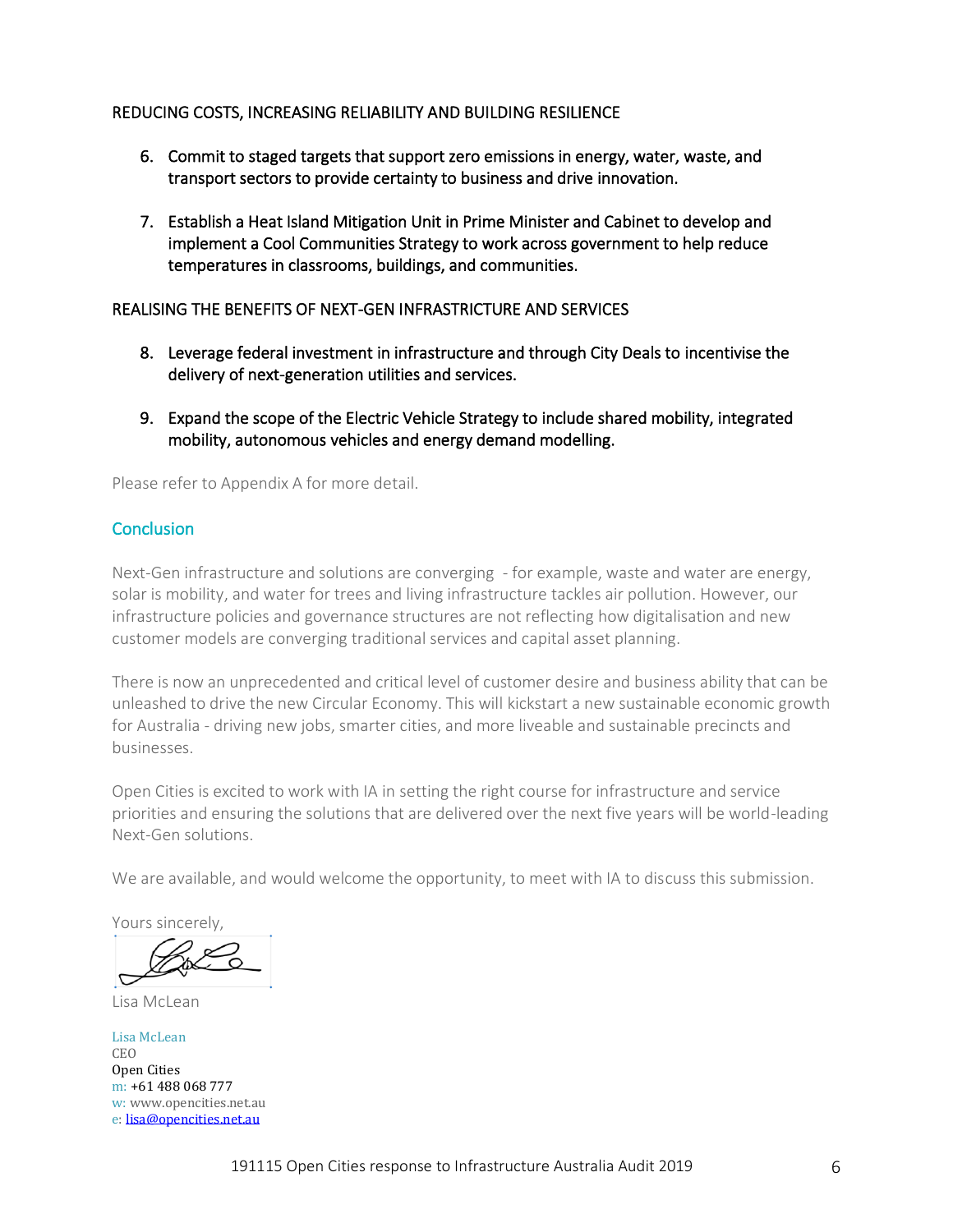REDUCING COSTS, INCREASING RELIABILITY AND BUILDING RESILIENCE

6. Commit to staged targets that support zero emissions in energy, water, waste, and transport sectors to provide certainty to business and drive innovation.

7. Establish a Heat Island Mitigation Unit in Prime Minister and Cabinet to develop and implement a Cool Communities Strategy to work across government to help reduce temperatures in classrooms, buildings, and communities.

REALISING THE BENEFITS OF NEXT-GEN INFRASTRICTURE AND SERVICES

8. Leverage federal investment in infrastructure and through City Deals to incentivise the delivery of next-generation utilities and services.

9. Expand the scope of the Electric Vehicle Strategy to include shared mobility, integrated mobility, autonomous vehicles and energy demand modelling.

Please refer to Appendix A for more detail.

## Conclusion

Next-Gen infrastructure and solutions are converging - for example, waste and water are energy, solar is mobility, and water for trees and living infrastructure tackles air pollution. However, our infrastructure policies and governance structures are not reflecting how digitalisation and new customer models are converging traditional services and capital asset planning.

There is now an unprecedented and critical level of customer desire and business ability that can be unleashed to drive the new Circular Economy. This will kickstart a new sustainable economic growth for Australia - driving new jobs, smarter cities, and more liveable and sustainable precincts and businesses.

Open Cities is excited to work with IA in setting the right course for infrastructure and service priorities and ensuring the solutions that are delivered over the next five years will be world-leading Next-Gen solutions.

We are available, and would welcome the opportunity, to meet with IA to discuss this submission.

Yours sincerely,

Lisa McLean

Lisa McLean
CEO
Open Cities
m: +61 488 068 777
w: www.opencities.net.au
e: lisa@opencities.net.au

191115 Open Cities response to Infrastructure Australia Audit 2019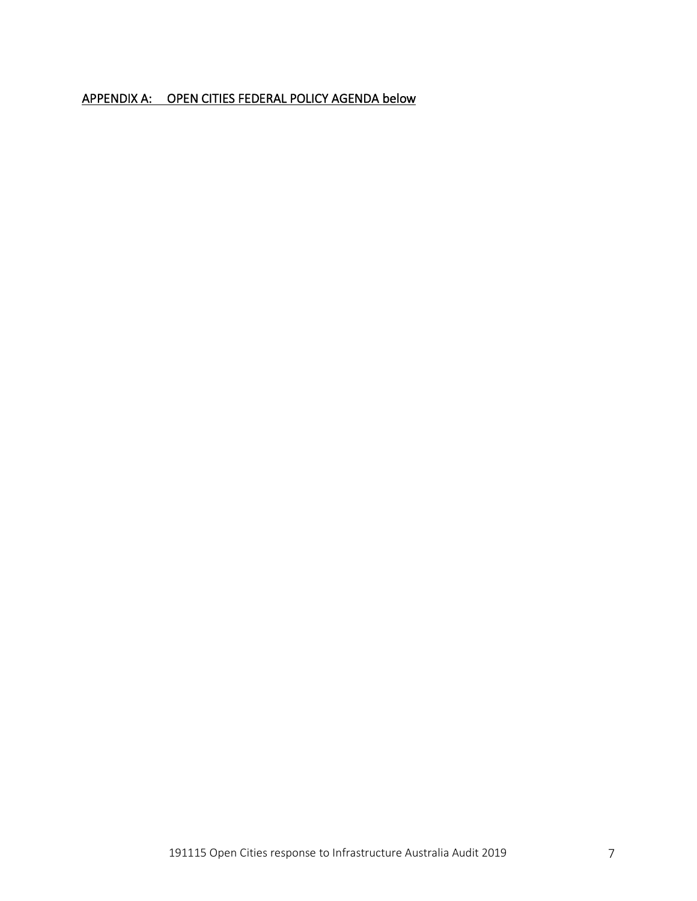## APPENDIX A: OPEN CITIES FEDERAL POLICY AGENDA below